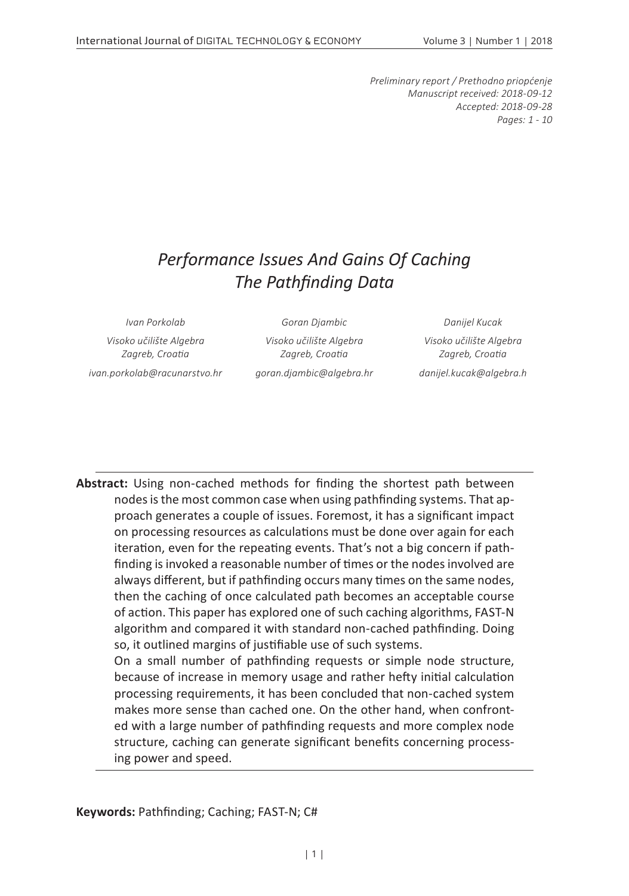*Preliminary report / Prethodno priopćenje*
*Manuscript received: 2018-09-12*
*Accepted: 2018-09-28*
*Pages: 1 - 10*

# *Performance Issues And Gains Of Caching The Pathfinding Data*

*Ivan Porkolab*
*Visoko učilište Algebra*
*Zagreb, Croatia*
*ivan.porkolab@racunarstvo.hr*

*Goran Djambic*
*Visoko učilište Algebra*
*Zagreb, Croatia*
*goran.djambic@algebra.hr*

*Danijel Kucak*
*Visoko učilište Algebra*
*Zagreb, Croatia*
*danijel.kucak@algebra.h*

**Abstract:** Using non-cached methods for finding the shortest path between nodes is the most common case when using pathfinding systems. That approach generates a couple of issues. Foremost, it has a significant impact on processing resources as calculations must be done over again for each iteration, even for the repeating events. That's not a big concern if pathfinding is invoked a reasonable number of times or the nodes involved are always different, but if pathfinding occurs many times on the same nodes, then the caching of once calculated path becomes an acceptable course of action. This paper has explored one of such caching algorithms, FAST-N algorithm and compared it with standard non-cached pathfinding. Doing so, it outlined margins of justifiable use of such systems.

On a small number of pathfinding requests or simple node structure, because of increase in memory usage and rather hefty initial calculation processing requirements, it has been concluded that non-cached system makes more sense than cached one. On the other hand, when confronted with a large number of pathfinding requests and more complex node structure, caching can generate significant benefits concerning processing power and speed.

**Keywords:** Pathfinding; Caching; FAST-N; C#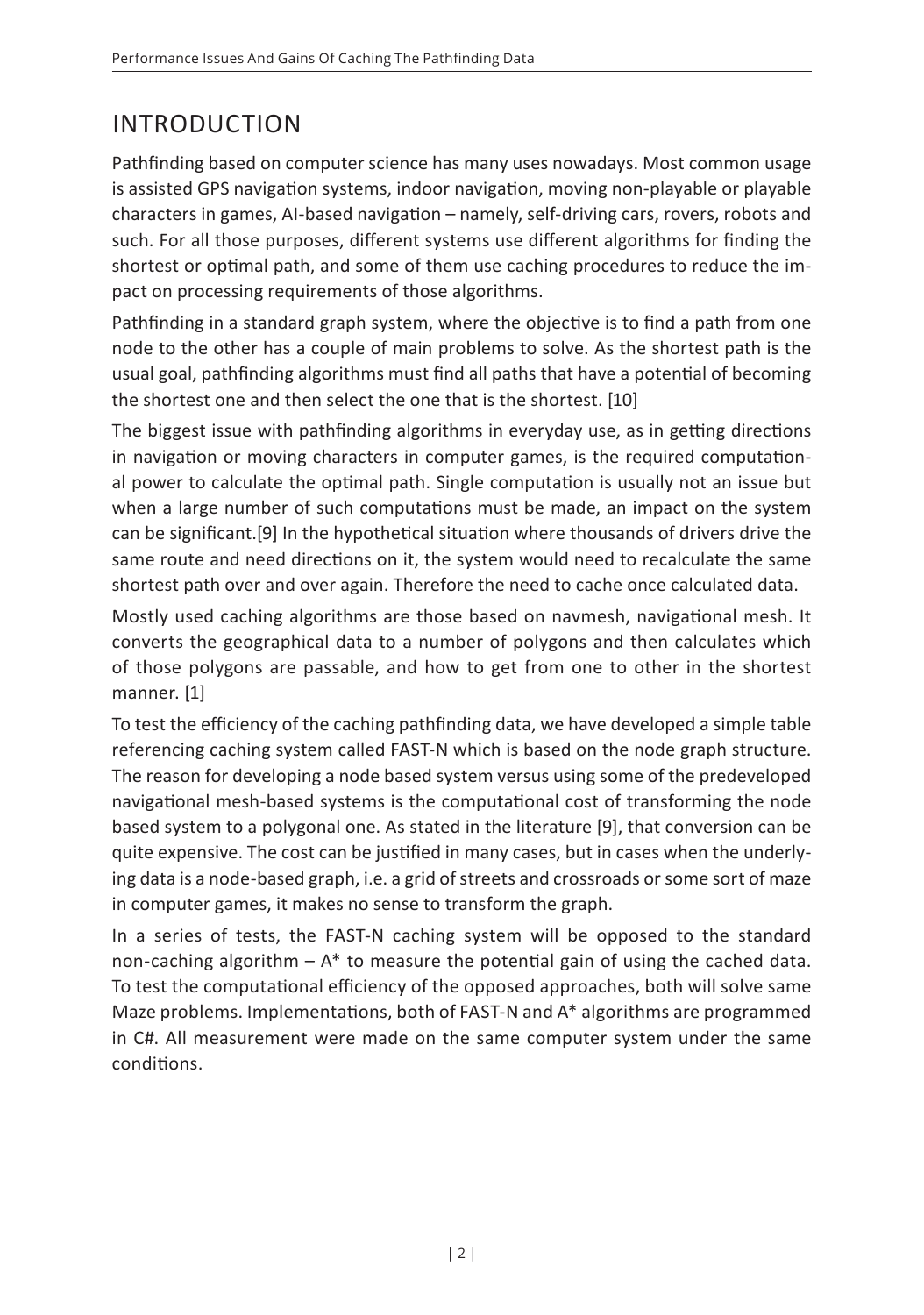# INTRODUCTION

Pathfinding based on computer science has many uses nowadays. Most common usage is assisted GPS navigation systems, indoor navigation, moving non-playable or playable characters in games, AI-based navigation – namely, self-driving cars, rovers, robots and such. For all those purposes, different systems use different algorithms for finding the shortest or optimal path, and some of them use caching procedures to reduce the impact on processing requirements of those algorithms.

Pathfinding in a standard graph system, where the objective is to find a path from one node to the other has a couple of main problems to solve. As the shortest path is the usual goal, pathfinding algorithms must find all paths that have a potential of becoming the shortest one and then select the one that is the shortest. [10]

The biggest issue with pathfinding algorithms in everyday use, as in getting directions in navigation or moving characters in computer games, is the required computational power to calculate the optimal path. Single computation is usually not an issue but when a large number of such computations must be made, an impact on the system can be significant.[9] In the hypothetical situation where thousands of drivers drive the same route and need directions on it, the system would need to recalculate the same shortest path over and over again. Therefore the need to cache once calculated data.

Mostly used caching algorithms are those based on navmesh, navigational mesh. It converts the geographical data to a number of polygons and then calculates which of those polygons are passable, and how to get from one to other in the shortest manner. [1]

To test the efficiency of the caching pathfinding data, we have developed a simple table referencing caching system called FAST-N which is based on the node graph structure. The reason for developing a node based system versus using some of the predeveloped navigational mesh-based systems is the computational cost of transforming the node based system to a polygonal one. As stated in the literature [9], that conversion can be quite expensive. The cost can be justified in many cases, but in cases when the underlying data is a node-based graph, i.e. a grid of streets and crossroads or some sort of maze in computer games, it makes no sense to transform the graph.

In a series of tests, the FAST-N caching system will be opposed to the standard non-caching algorithm – A* to measure the potential gain of using the cached data. To test the computational efficiency of the opposed approaches, both will solve same Maze problems. Implementations, both of FAST-N and A* algorithms are programmed in C#. All measurement were made on the same computer system under the same conditions.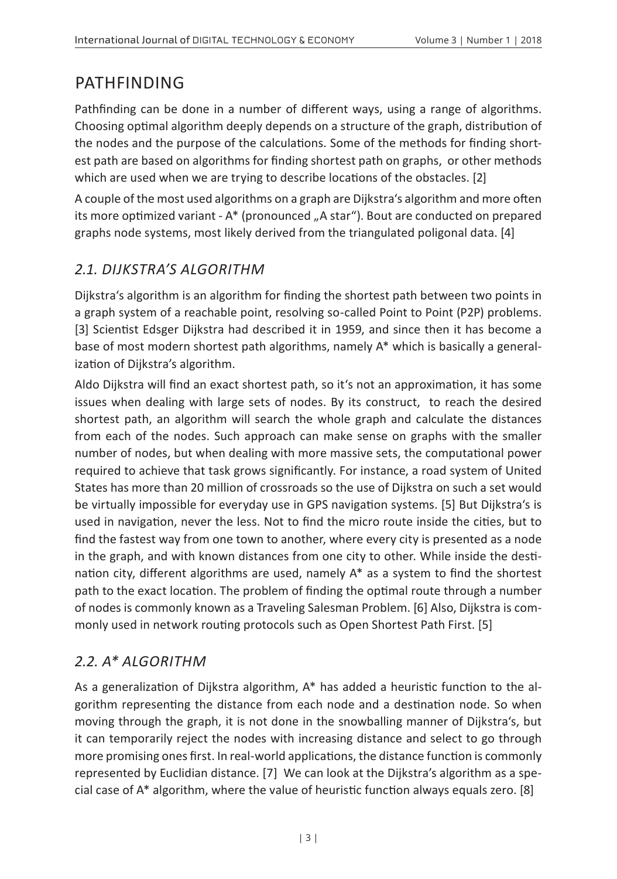# PATHFINDING

Pathfinding can be done in a number of different ways, using a range of algorithms. Choosing optimal algorithm deeply depends on a structure of the graph, distribution of the nodes and the purpose of the calculations. Some of the methods for finding shortest path are based on algorithms for finding shortest path on graphs, or other methods which are used when we are trying to describe locations of the obstacles. [2]

A couple of the most used algorithms on a graph are Dijkstra's algorithm and more often its more optimized variant - A* (pronounced „A star"). Bout are conducted on prepared graphs node systems, most likely derived from the triangulated poligonal data. [4]

## *2.1. DIJKSTRA'S ALGORITHM*

Dijkstra's algorithm is an algorithm for finding the shortest path between two points in a graph system of a reachable point, resolving so-called Point to Point (P2P) problems. [3] Scientist Edsger Dijkstra had described it in 1959, and since then it has become a base of most modern shortest path algorithms, namely A* which is basically a generalization of Dijkstra's algorithm.

Aldo Dijkstra will find an exact shortest path, so it's not an approximation, it has some issues when dealing with large sets of nodes. By its construct, to reach the desired shortest path, an algorithm will search the whole graph and calculate the distances from each of the nodes. Such approach can make sense on graphs with the smaller number of nodes, but when dealing with more massive sets, the computational power required to achieve that task grows significantly. For instance, a road system of United States has more than 20 million of crossroads so the use of Dijkstra on such a set would be virtually impossible for everyday use in GPS navigation systems. [5] But Dijkstra's is used in navigation, never the less. Not to find the micro route inside the cities, but to find the fastest way from one town to another, where every city is presented as a node in the graph, and with known distances from one city to other. While inside the destination city, different algorithms are used, namely A* as a system to find the shortest path to the exact location. The problem of finding the optimal route through a number of nodes is commonly known as a Traveling Salesman Problem. [6] Also, Dijkstra is commonly used in network routing protocols such as Open Shortest Path First. [5]

## *2.2. A* ALGORITHM*

As a generalization of Dijkstra algorithm, A* has added a heuristic function to the algorithm representing the distance from each node and a destination node. So when moving through the graph, it is not done in the snowballing manner of Dijkstra's, but it can temporarily reject the nodes with increasing distance and select to go through more promising ones first. In real-world applications, the distance function is commonly represented by Euclidian distance. [7] We can look at the Dijkstra's algorithm as a special case of A* algorithm, where the value of heuristic function always equals zero. [8]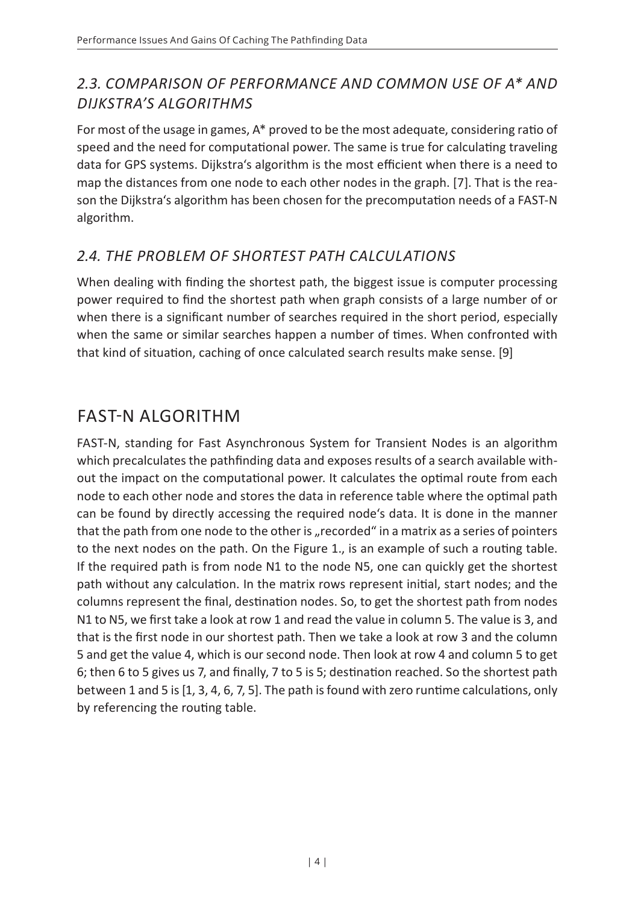### *2.3. COMPARISON OF PERFORMANCE AND COMMON USE OF A* AND DIJKSTRA'S ALGORITHMS*

For most of the usage in games, A* proved to be the most adequate, considering ratio of speed and the need for computational power. The same is true for calculating traveling data for GPS systems. Dijkstra's algorithm is the most efficient when there is a need to map the distances from one node to each other nodes in the graph. [7]. That is the reason the Dijkstra's algorithm has been chosen for the precomputation needs of a FAST-N algorithm.

### *2.4. THE PROBLEM OF SHORTEST PATH CALCULATIONS*

When dealing with finding the shortest path, the biggest issue is computer processing power required to find the shortest path when graph consists of a large number of or when there is a significant number of searches required in the short period, especially when the same or similar searches happen a number of times. When confronted with that kind of situation, caching of once calculated search results make sense. [9]

## FAST-N ALGORITHM

FAST-N, standing for Fast Asynchronous System for Transient Nodes is an algorithm which precalculates the pathfinding data and exposes results of a search available without the impact on the computational power. It calculates the optimal route from each node to each other node and stores the data in reference table where the optimal path can be found by directly accessing the required node's data. It is done in the manner that the path from one node to the other is „recorded" in a matrix as a series of pointers to the next nodes on the path. On the Figure 1., is an example of such a routing table. If the required path is from node N1 to the node N5, one can quickly get the shortest path without any calculation. In the matrix rows represent initial, start nodes; and the columns represent the final, destination nodes. So, to get the shortest path from nodes N1 to N5, we first take a look at row 1 and read the value in column 5. The value is 3, and that is the first node in our shortest path. Then we take a look at row 3 and the column 5 and get the value 4, which is our second node. Then look at row 4 and column 5 to get 6; then 6 to 5 gives us 7, and finally, 7 to 5 is 5; destination reached. So the shortest path between 1 and 5 is [1, 3, 4, 6, 7, 5]. The path is found with zero runtime calculations, only by referencing the routing table.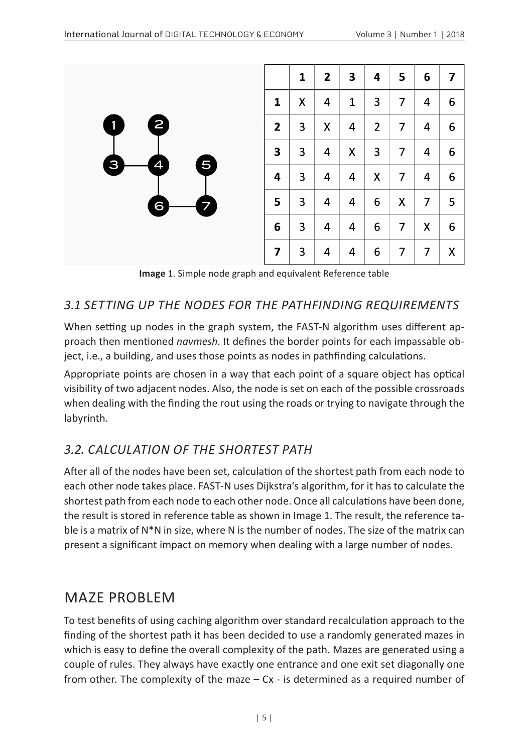|   | 1 | 2 | 3 | 4 | 5 | 6 | 7 |
|---|---|---|---|---|---|---|---|
| **1** | X | 4 | 1 | 3 | 7 | 4 | 6 |
| **2** | 3 | X | 4 | 2 | 7 | 4 | 6 |
| **3** | 3 | 4 | X | 3 | 7 | 4 | 6 |
| **4** | 3 | 4 | 4 | X | 7 | 4 | 6 |
| **5** | 3 | 4 | 4 | 6 | X | 7 | 5 |
| **6** | 3 | 4 | 4 | 6 | 7 | X | 6 |
| **7** | 3 | 4 | 4 | 6 | 7 | 7 | X |

**Image** 1. Simple node graph and equivalent Reference table

### *3.1 SETTING UP THE NODES FOR THE PATHFINDING REQUIREMENTS*

When setting up nodes in the graph system, the FAST-N algorithm uses different approach then mentioned *navmesh*. It defines the border points for each impassable object, i.e., a building, and uses those points as nodes in pathfinding calculations.

Appropriate points are chosen in a way that each point of a square object has optical visibility of two adjacent nodes. Also, the node is set on each of the possible crossroads when dealing with the finding the rout using the roads or trying to navigate through the labyrinth.

### *3.2. CALCULATION OF THE SHORTEST PATH*

After all of the nodes have been set, calculation of the shortest path from each node to each other node takes place. FAST-N uses Dijkstra's algorithm, for it has to calculate the shortest path from each node to each other node. Once all calculations have been done, the result is stored in reference table as shown in Image 1. The result, the reference table is a matrix of N*N in size, where N is the number of nodes. The size of the matrix can present a significant impact on memory when dealing with a large number of nodes.

## MAZE PROBLEM

To test benefits of using caching algorithm over standard recalculation approach to the finding of the shortest path it has been decided to use a randomly generated mazes in which is easy to define the overall complexity of the path. Mazes are generated using a couple of rules. They always have exactly one entrance and one exit set diagonally one from other. The complexity of the maze – Cx - is determined as a required number of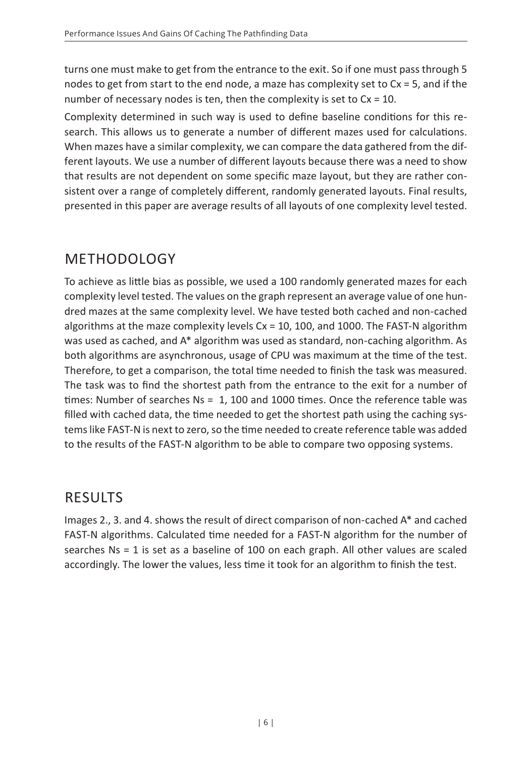turns one must make to get from the entrance to the exit. So if one must pass through 5 nodes to get from start to the end node, a maze has complexity set to Cx = 5, and if the number of necessary nodes is ten, then the complexity is set to Cx = 10.

Complexity determined in such way is used to define baseline conditions for this research. This allows us to generate a number of different mazes used for calculations. When mazes have a similar complexity, we can compare the data gathered from the different layouts. We use a number of different layouts because there was a need to show that results are not dependent on some specific maze layout, but they are rather consistent over a range of completely different, randomly generated layouts. Final results, presented in this paper are average results of all layouts of one complexity level tested.

## METHODOLOGY

To achieve as little bias as possible, we used a 100 randomly generated mazes for each complexity level tested. The values on the graph represent an average value of one hundred mazes at the same complexity level. We have tested both cached and non-cached algorithms at the maze complexity levels Cx = 10, 100, and 1000. The FAST-N algorithm was used as cached, and A* algorithm was used as standard, non-caching algorithm. As both algorithms are asynchronous, usage of CPU was maximum at the time of the test. Therefore, to get a comparison, the total time needed to finish the task was measured. The task was to find the shortest path from the entrance to the exit for a number of times: Number of searches Ns = 1, 100 and 1000 times. Once the reference table was filled with cached data, the time needed to get the shortest path using the caching systems like FAST-N is next to zero, so the time needed to create reference table was added to the results of the FAST-N algorithm to be able to compare two opposing systems.

## RESULTS

Images 2., 3. and 4. shows the result of direct comparison of non-cached A* and cached FAST-N algorithms. Calculated time needed for a FAST-N algorithm for the number of searches Ns = 1 is set as a baseline of 100 on each graph. All other values are scaled accordingly. The lower the values, less time it took for an algorithm to finish the test.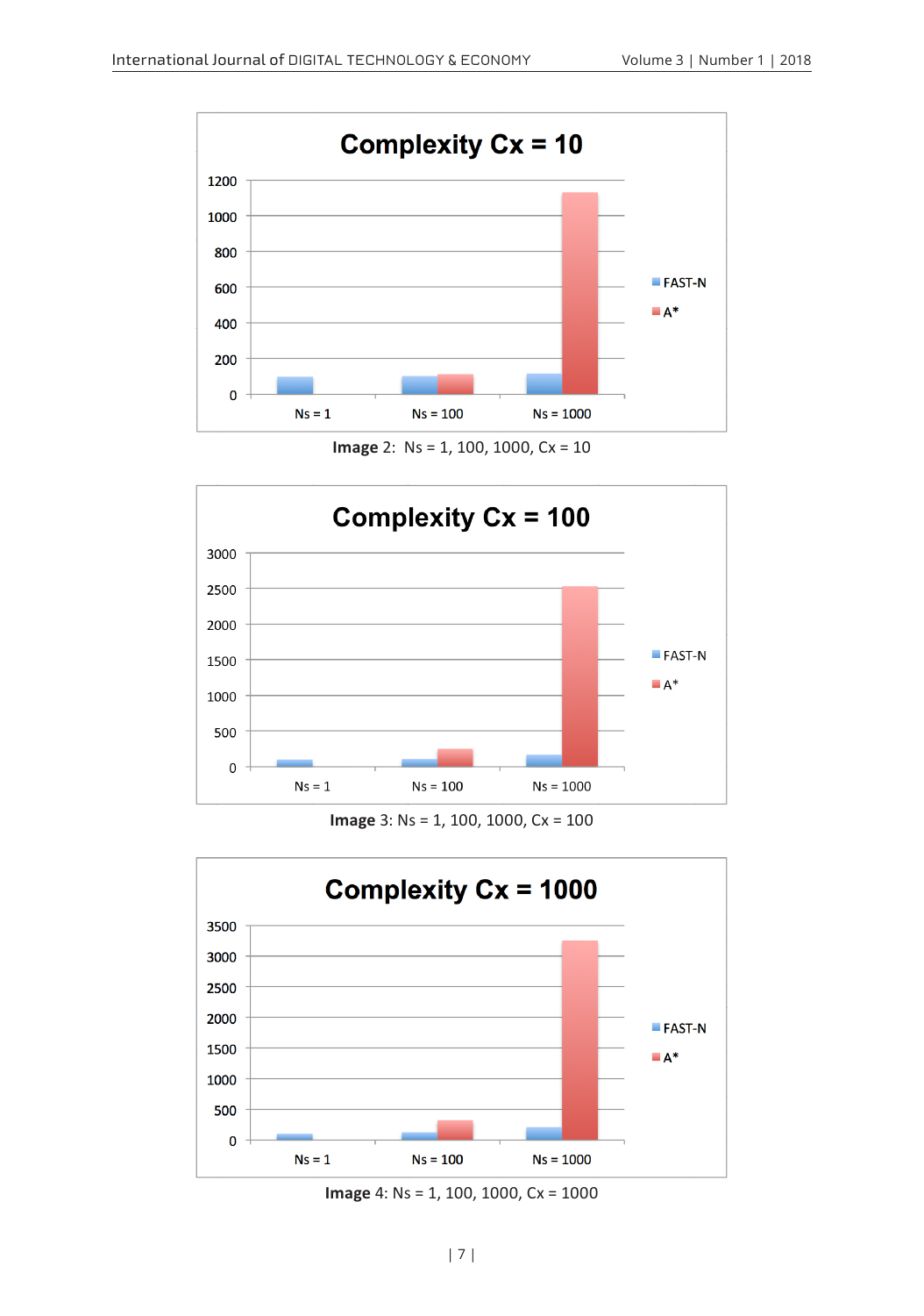Image 2: Ns = 1, 100, 1000, Cx = 10

Image 3: Ns = 1, 100, 1000, Cx = 100

Image 4: Ns = 1, 100, 1000, Cx = 1000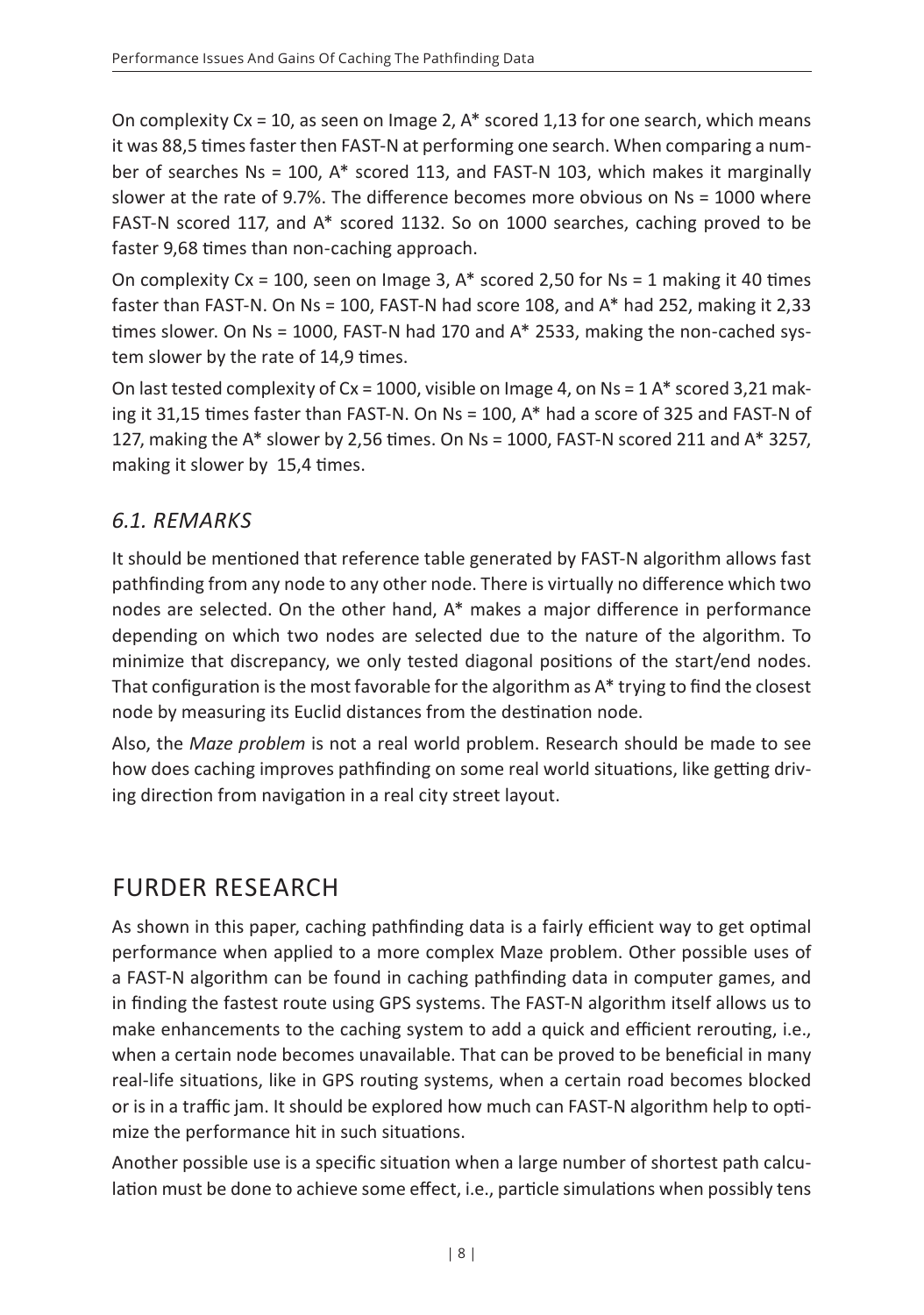On complexity Cx = 10, as seen on Image 2, A* scored 1,13 for one search, which means it was 88,5 times faster then FAST-N at performing one search. When comparing a number of searches Ns = 100, A* scored 113, and FAST-N 103, which makes it marginally slower at the rate of 9.7%. The difference becomes more obvious on Ns = 1000 where FAST-N scored 117, and A* scored 1132. So on 1000 searches, caching proved to be faster 9,68 times than non-caching approach.

On complexity Cx = 100, seen on Image 3, A* scored 2,50 for Ns = 1 making it 40 times faster than FAST-N. On Ns = 100, FAST-N had score 108, and A* had 252, making it 2,33 times slower. On Ns = 1000, FAST-N had 170 and A* 2533, making the non-cached system slower by the rate of 14,9 times.

On last tested complexity of Cx = 1000, visible on Image 4, on Ns = 1 A* scored 3,21 making it 31,15 times faster than FAST-N. On Ns = 100, A* had a score of 325 and FAST-N of 127, making the A* slower by 2,56 times. On Ns = 1000, FAST-N scored 211 and A* 3257, making it slower by 15,4 times.

### *6.1. REMARKS*

It should be mentioned that reference table generated by FAST-N algorithm allows fast pathfinding from any node to any other node. There is virtually no difference which two nodes are selected. On the other hand, A* makes a major difference in performance depending on which two nodes are selected due to the nature of the algorithm. To minimize that discrepancy, we only tested diagonal positions of the start/end nodes. That configuration is the most favorable for the algorithm as A* trying to find the closest node by measuring its Euclid distances from the destination node.

Also, the *Maze problem* is not a real world problem. Research should be made to see how does caching improves pathfinding on some real world situations, like getting driving direction from navigation in a real city street layout.

## FURDER RESEARCH

As shown in this paper, caching pathfinding data is a fairly efficient way to get optimal performance when applied to a more complex Maze problem. Other possible uses of a FAST-N algorithm can be found in caching pathfinding data in computer games, and in finding the fastest route using GPS systems. The FAST-N algorithm itself allows us to make enhancements to the caching system to add a quick and efficient rerouting, i.e., when a certain node becomes unavailable. That can be proved to be beneficial in many real-life situations, like in GPS routing systems, when a certain road becomes blocked or is in a traffic jam. It should be explored how much can FAST-N algorithm help to optimize the performance hit in such situations.

Another possible use is a specific situation when a large number of shortest path calculation must be done to achieve some effect, i.e., particle simulations when possibly tens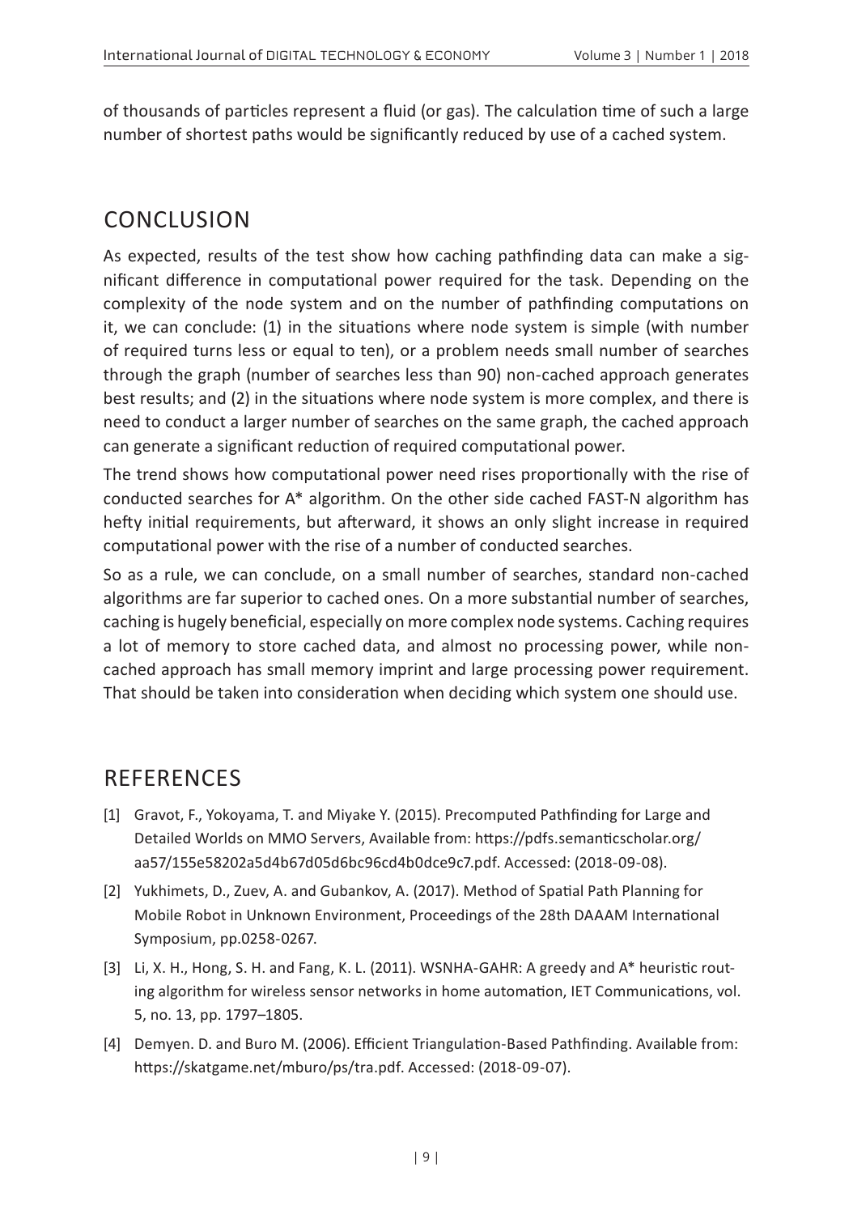of thousands of particles represent a fluid (or gas). The calculation time of such a large number of shortest paths would be significantly reduced by use of a cached system.

## CONCLUSION

As expected, results of the test show how caching pathfinding data can make a significant difference in computational power required for the task. Depending on the complexity of the node system and on the number of pathfinding computations on it, we can conclude: (1) in the situations where node system is simple (with number of required turns less or equal to ten), or a problem needs small number of searches through the graph (number of searches less than 90) non-cached approach generates best results; and (2) in the situations where node system is more complex, and there is need to conduct a larger number of searches on the same graph, the cached approach can generate a significant reduction of required computational power.

The trend shows how computational power need rises proportionally with the rise of conducted searches for A* algorithm. On the other side cached FAST-N algorithm has hefty initial requirements, but afterward, it shows an only slight increase in required computational power with the rise of a number of conducted searches.

So as a rule, we can conclude, on a small number of searches, standard non-cached algorithms are far superior to cached ones. On a more substantial number of searches, caching is hugely beneficial, especially on more complex node systems. Caching requires a lot of memory to store cached data, and almost no processing power, while non-cached approach has small memory imprint and large processing power requirement. That should be taken into consideration when deciding which system one should use.

## REFERENCES

[1] Gravot, F., Yokoyama, T. and Miyake Y. (2015). Precomputed Pathfinding for Large and Detailed Worlds on MMO Servers, Available from: https://pdfs.semanticscholar.org/aa57/155e58202a5d4b67d05d6bc96cd4b0dce9c7.pdf. Accessed: (2018-09-08).

[2] Yukhimets, D., Zuev, A. and Gubankov, A. (2017). Method of Spatial Path Planning for Mobile Robot in Unknown Environment, Proceedings of the 28th DAAAM International Symposium, pp.0258-0267.

[3] Li, X. H., Hong, S. H. and Fang, K. L. (2011). WSNHA-GAHR: A greedy and A* heuristic routing algorithm for wireless sensor networks in home automation, IET Communications, vol. 5, no. 13, pp. 1797–1805.

[4] Demyen. D. and Buro M. (2006). Efficient Triangulation-Based Pathfinding. Available from: https://skatgame.net/mburo/ps/tra.pdf. Accessed: (2018-09-07).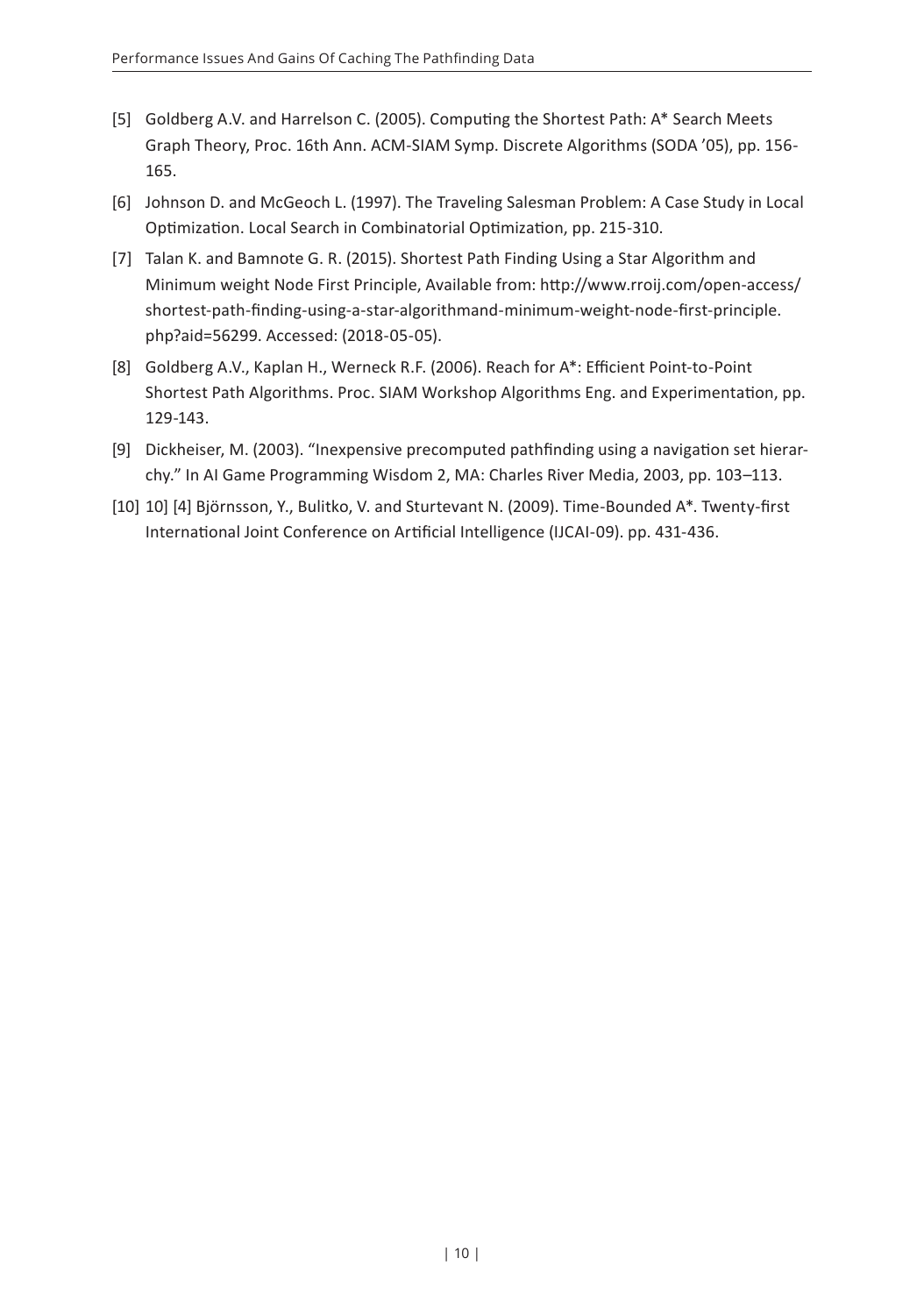[5] Goldberg A.V. and Harrelson C. (2005). Computing the Shortest Path: A* Search Meets Graph Theory, Proc. 16th Ann. ACM-SIAM Symp. Discrete Algorithms (SODA '05), pp. 156-165.

[6] Johnson D. and McGeoch L. (1997). The Traveling Salesman Problem: A Case Study in Local Optimization. Local Search in Combinatorial Optimization, pp. 215-310.

[7] Talan K. and Bamnote G. R. (2015). Shortest Path Finding Using a Star Algorithm and Minimum weight Node First Principle, Available from: http://www.rroij.com/open-access/shortest-path-finding-using-a-star-algorithmand-minimum-weight-node-first-principle.php?aid=56299. Accessed: (2018-05-05).

[8] Goldberg A.V., Kaplan H., Werneck R.F. (2006). Reach for A*: Efficient Point-to-Point Shortest Path Algorithms. Proc. SIAM Workshop Algorithms Eng. and Experimentation, pp. 129-143.

[9] Dickheiser, M. (2003). "Inexpensive precomputed pathfinding using a navigation set hierarchy." In AI Game Programming Wisdom 2, MA: Charles River Media, 2003, pp. 103–113.

[10] 10] [4] Björnsson, Y., Bulitko, V. and Sturtevant N. (2009). Time-Bounded A*. Twenty-first International Joint Conference on Artificial Intelligence (IJCAI-09). pp. 431-436.